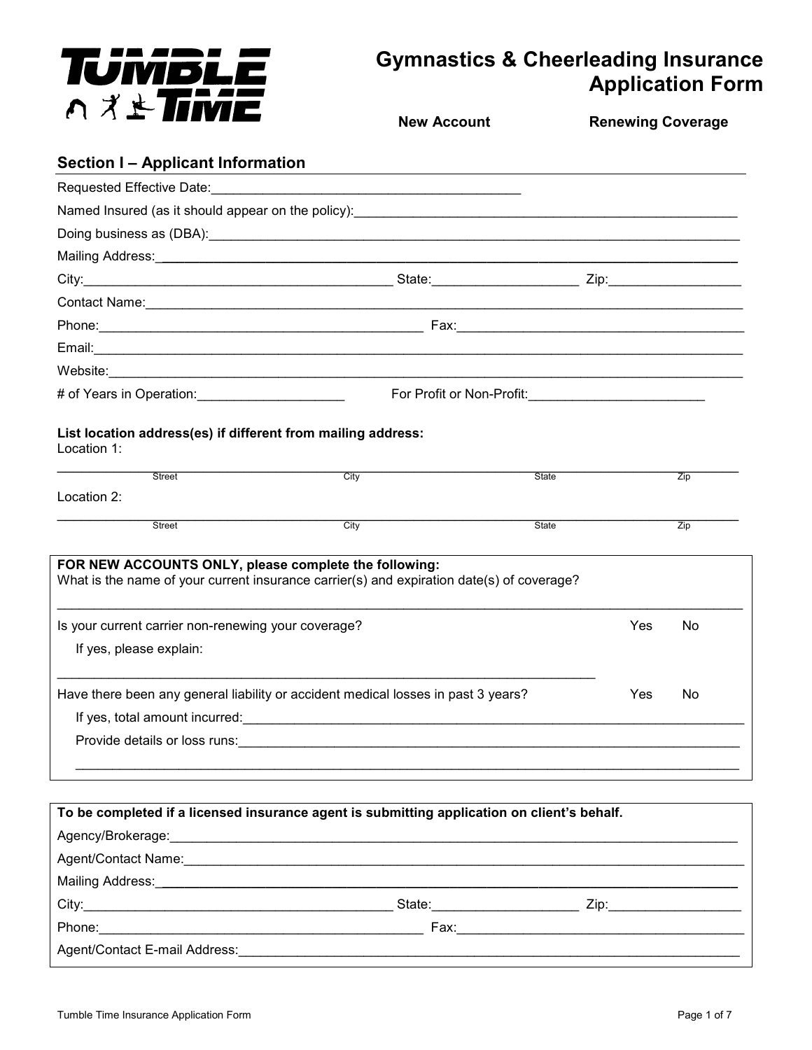# Gymnastics & Cheerleading Insurance Application Form

**New Account** **Renewing Coverage**

## Section I – Applicant Information

Requested Effective Date:___________________________________________

Named Insured (as it should appear on the policy):___________________________________________

Doing business as (DBA):___________________________________________

Mailing Address:___________________________________________

City:___________________________ State:___________________ Zip:_________________

Contact Name:___________________________________________

Phone:___________________________ Fax:___________________________

Email:___________________________________________

Website:___________________________________________

# of Years in Operation:___________________ For Profit or Non-Profit:_______________________

**List location address(es) if different from mailing address:**

Location 1:

___________________________________________

Street City State Zip

Location 2:

___________________________________________

Street City State Zip

**FOR NEW ACCOUNTS ONLY, please complete the following:**

What is the name of your current insurance carrier(s) and expiration date(s) of coverage?

___________________________________________

Is your current carrier non-renewing your coverage? Yes No

If yes, please explain:

___________________________________________

Have there been any general liability or accident medical losses in past 3 years? Yes No

If yes, total amount incurred:___________________________________________

Provide details or loss runs:___________________________________________

___________________________________________

**To be completed if a licensed insurance agent is submitting application on client's behalf.**

Agency/Brokerage:___________________________________________

Agent/Contact Name:___________________________________________

Mailing Address:___________________________________________

City:___________________________ State:___________________ Zip:_________________

Phone:___________________________ Fax:___________________________

Agent/Contact E-mail Address:___________________________________________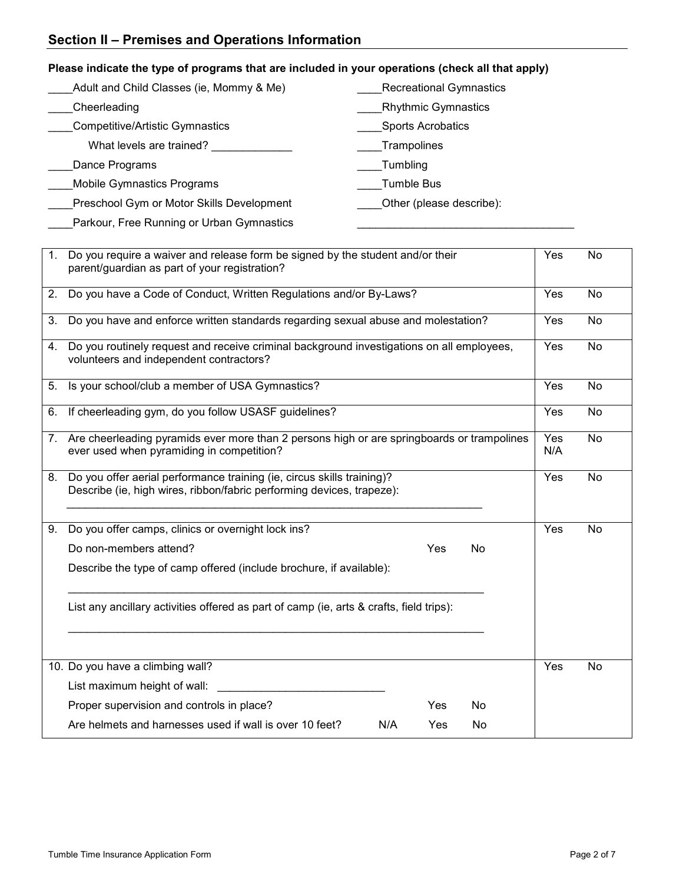## Section II – Premises and Operations Information

**Please indicate the type of programs that are included in your operations (check all that apply)**

____Adult and Child Classes (ie, Mommy & Me)

____Cheerleading

____Competitive/Artistic Gymnastics

What levels are trained? _____________

____Dance Programs

____Mobile Gymnastics Programs

____Preschool Gym or Motor Skills Development

____Parkour, Free Running or Urban Gymnastics

____Recreational Gymnastics

____Rhythmic Gymnastics

____Sports Acrobatics

____Trampolines

____Tumbling

____Tumble Bus

____Other (please describe):

___________________________________

| | | | |
|---|---|---|---|
| 1. | Do you require a waiver and release form be signed by the student and/or their parent/guardian as part of your registration? | Yes | No |
| 2. | Do you have a Code of Conduct, Written Regulations and/or By-Laws? | Yes | No |
| 3. | Do you have and enforce written standards regarding sexual abuse and molestation? | Yes | No |
| 4. | Do you routinely request and receive criminal background investigations on all employees, volunteers and independent contractors? | Yes | No |
| 5. | Is your school/club a member of USA Gymnastics? | Yes | No |
| 6. | If cheerleading gym, do you follow USASF guidelines? | Yes | No |
| 7. | Are cheerleading pyramids ever more than 2 persons high or are springboards or trampolines ever used when pyramiding in competition? | Yes N/A | No |
| 8. | Do you offer aerial performance training (ie, circus skills training)? Describe (ie, high wires, ribbon/fabric performing devices, trapeze): ____________________________________________________________________ | Yes | No |
| 9. | Do you offer camps, clinics or overnight lock ins? Do non-members attend? Yes No Describe the type of camp offered (include brochure, if available): ____________________________________________________________________ List any ancillary activities offered as part of camp (ie, arts & crafts, field trips): ____________________________________________________________________ | Yes | No |
| 10. | Do you have a climbing wall? List maximum height of wall: ___________________________ Proper supervision and controls in place? Yes No Are helmets and harnesses used if wall is over 10 feet? N/A Yes No | Yes | No |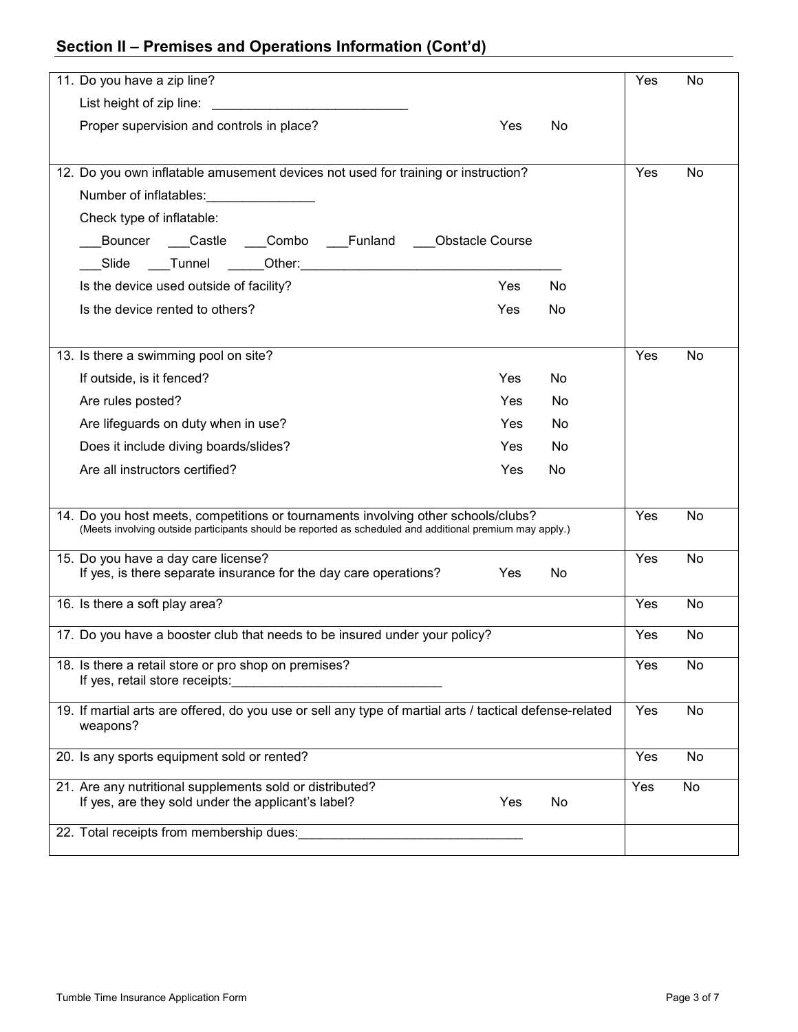## Section II – Premises and Operations Information (Cont'd)

| Question | |
|---|---|
| 11. Do you have a zip line?<br>List height of zip line: ___________________________<br>Proper supervision and controls in place? Yes No | Yes No |
| 12. Do you own inflatable amusement devices not used for training or instruction?<br>Number of inflatables:_______________<br>Check type of inflatable:<br>___Bouncer ___Castle ___Combo ___Funland ___Obstacle Course<br>___Slide ___Tunnel _____Other:____________________________________<br>Is the device used outside of facility? Yes No<br>Is the device rented to others? Yes No | Yes No |
| 13. Is there a swimming pool on site?<br>If outside, is it fenced? Yes No<br>Are rules posted? Yes No<br>Are lifeguards on duty when in use? Yes No<br>Does it include diving boards/slides? Yes No<br>Are all instructors certified? Yes No | Yes No |
| 14. Do you host meets, competitions or tournaments involving other schools/clubs?<br>(Meets involving outside participants should be reported as scheduled and additional premium may apply.) | Yes No |
| 15. Do you have a day care license?<br>If yes, is there separate insurance for the day care operations? Yes No | Yes No |
| 16. Is there a soft play area? | Yes No |
| 17. Do you have a booster club that needs to be insured under your policy? | Yes No |
| 18. Is there a retail store or pro shop on premises?<br>If yes, retail store receipts:_____________________________ | Yes No |
| 19. If martial arts are offered, do you use or sell any type of martial arts / tactical defense-related weapons? | Yes No |
| 20. Is any sports equipment sold or rented? | Yes No |
| 21. Are any nutritional supplements sold or distributed?<br>If yes, are they sold under the applicant's label? Yes No | Yes No |
| 22. Total receipts from membership dues:_______________________________ | |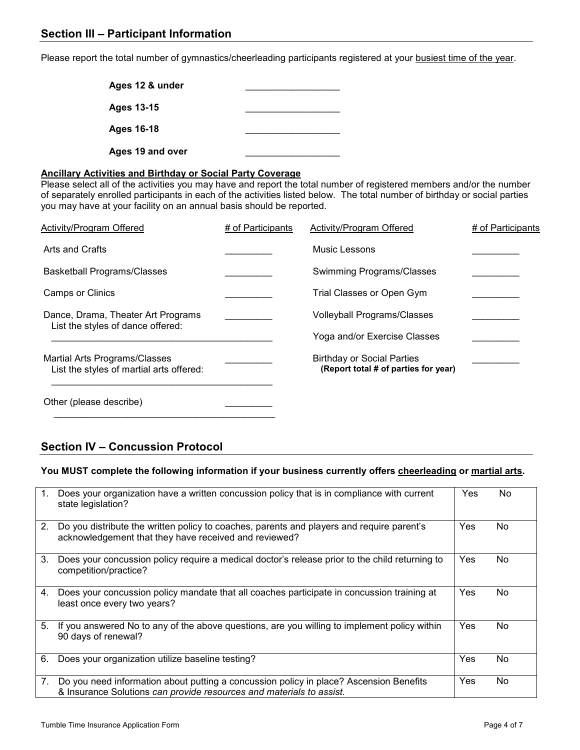## Section III – Participant Information

Please report the total number of gymnastics/cheerleading participants registered at your busiest time of the year.

| | |
|---|---|
| **Ages 12 & under** | __________________ |
| **Ages 13-15** | __________________ |
| **Ages 16-18** | __________________ |
| **Ages 19 and over** | __________________ |

**Ancillary Activities and Birthday or Social Party Coverage**

Please select all of the activities you may have and report the total number of registered members and/or the number of separately enrolled participants in each of the activities listed below. The total number of birthday or social parties you may have at your facility on an annual basis should be reported.

| Activity/Program Offered | # of Participants | Activity/Program Offered | # of Participants |
|---|---|---|---|
| Arts and Crafts | _________ | Music Lessons | _________ |
| Basketball Programs/Classes | _________ | Swimming Programs/Classes | _________ |
| Camps or Clinics | _________ | Trial Classes or Open Gym | _________ |
| Dance, Drama, Theater Art Programs<br>List the styles of dance offered:<br>__________________________________________ | _________ | Volleyball Programs/Classes | _________ |
| | | Yoga and/or Exercise Classes | _________ |
| Martial Arts Programs/Classes<br>List the styles of martial arts offered:<br>__________________________________________ | _________ | Birthday or Social Parties<br>**(Report total # of parties for year)** | _________ |
| Other (please describe)<br>__________________________________________ | _________ | | |

## Section IV – Concussion Protocol

**You MUST complete the following information if your business currently offers cheerleading or martial arts.**

| | | |
|---|---|---|
| 1. | Does your organization have a written concussion policy that is in compliance with current state legislation? | Yes No |
| 2. | Do you distribute the written policy to coaches, parents and players and require parent's acknowledgement that they have received and reviewed? | Yes No |
| 3. | Does your concussion policy require a medical doctor's release prior to the child returning to competition/practice? | Yes No |
| 4. | Does your concussion policy mandate that all coaches participate in concussion training at least once every two years? | Yes No |
| 5. | If you answered No to any of the above questions, are you willing to implement policy within 90 days of renewal? | Yes No |
| 6. | Does your organization utilize baseline testing? | Yes No |
| 7. | Do you need information about putting a concussion policy in place? Ascension Benefits & Insurance Solutions *can provide resources and materials to assist.* | Yes No |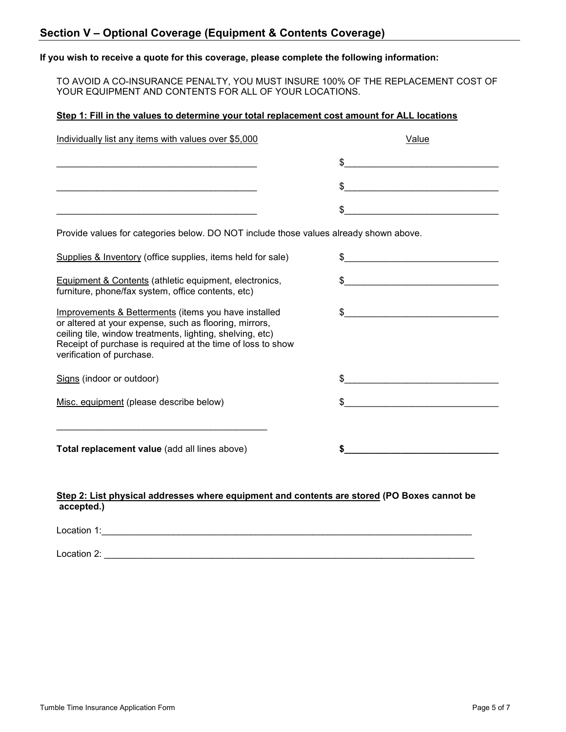## Section V – Optional Coverage (Equipment & Contents Coverage)

**If you wish to receive a quote for this coverage, please complete the following information:**

TO AVOID A CO-INSURANCE PENALTY, YOU MUST INSURE 100% OF THE REPLACEMENT COST OF YOUR EQUIPMENT AND CONTENTS FOR ALL OF YOUR LOCATIONS.

**Step 1: Fill in the values to determine your total replacement cost amount for ALL locations**

| Individually list any items with values over $5,000 | Value |
| --- | --- |
| ______________________________________ | $_____________________________ |
| ______________________________________ | $_____________________________ |
| ______________________________________ | $_____________________________ |

Provide values for categories below. DO NOT include those values already shown above.

| Category | Value |
| --- | --- |
| Supplies & Inventory (office supplies, items held for sale) | $_____________________________ |
| Equipment & Contents (athletic equipment, electronics, furniture, phone/fax system, office contents, etc) | $_____________________________ |
| Improvements & Betterments (items you have installed or altered at your expense, such as flooring, mirrors, ceiling tile, window treatments, lighting, shelving, etc) Receipt of purchase is required at the time of loss to show verification of purchase. | $_____________________________ |
| Signs (indoor or outdoor) | $_____________________________ |
| Misc. equipment (please describe below) | $_____________________________ |
| ________________________________________ | |
| **Total replacement value** (add all lines above) | **$_____________________________** |

**Step 2: List physical addresses where equipment and contents are stored (PO Boxes cannot be accepted.)**

Location 1:_________________________________________________________________________

Location 2: _________________________________________________________________________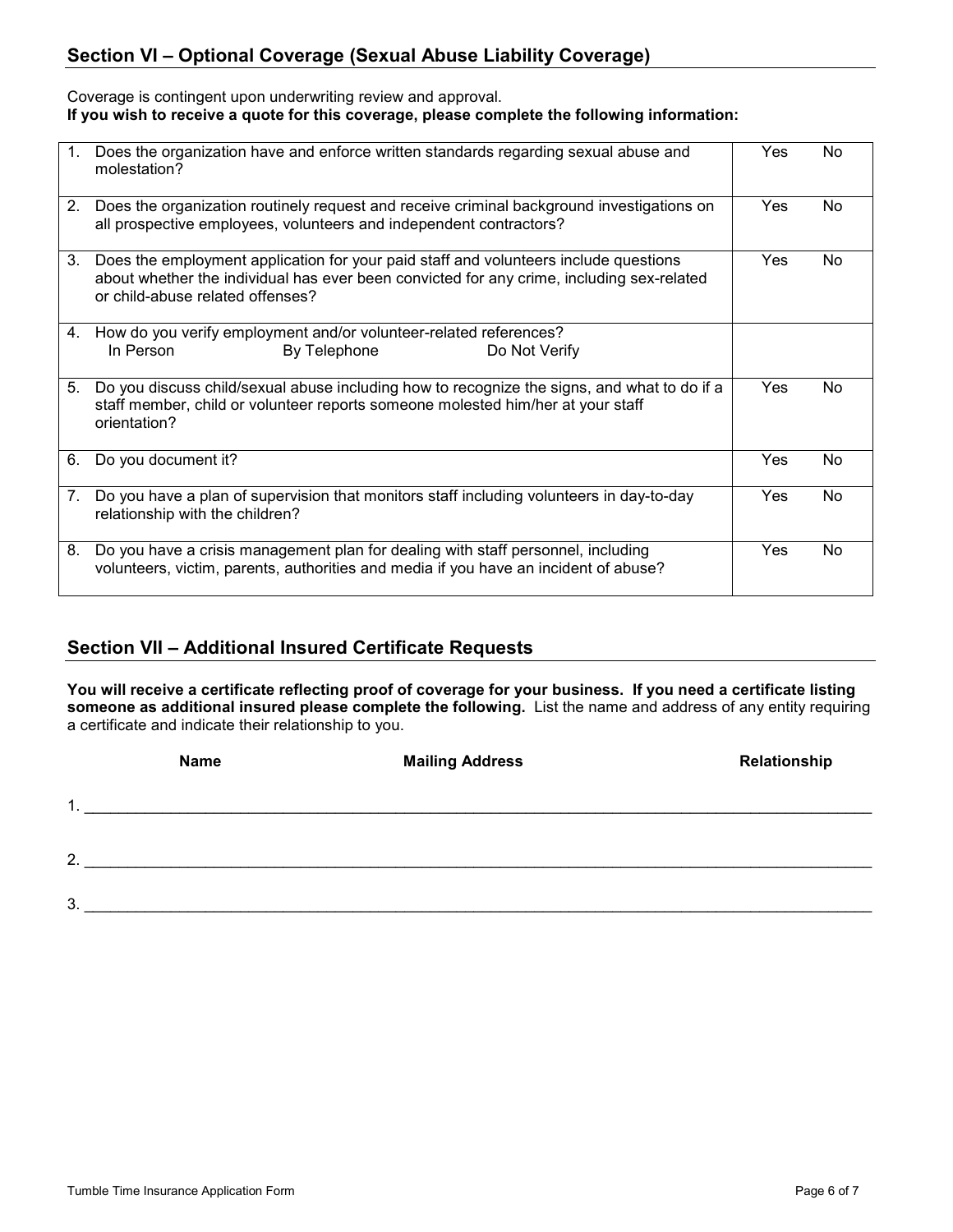## Section VI – Optional Coverage (Sexual Abuse Liability Coverage)

Coverage is contingent upon underwriting review and approval.
**If you wish to receive a quote for this coverage, please complete the following information:**

| Question | Yes | No |
|---|---|---|
| 1. Does the organization have and enforce written standards regarding sexual abuse and molestation? | Yes | No |
| 2. Does the organization routinely request and receive criminal background investigations on all prospective employees, volunteers and independent contractors? | Yes | No |
| 3. Does the employment application for your paid staff and volunteers include questions about whether the individual has ever been convicted for any crime, including sex-related or child-abuse related offenses? | Yes | No |
| 4. How do you verify employment and/or volunteer-related references? In Person By Telephone Do Not Verify | | |
| 5. Do you discuss child/sexual abuse including how to recognize the signs, and what to do if a staff member, child or volunteer reports someone molested him/her at your staff orientation? | Yes | No |
| 6. Do you document it? | Yes | No |
| 7. Do you have a plan of supervision that monitors staff including volunteers in day-to-day relationship with the children? | Yes | No |
| 8. Do you have a crisis management plan for dealing with staff personnel, including volunteers, victim, parents, authorities and media if you have an incident of abuse? | Yes | No |

## Section VII – Additional Insured Certificate Requests

**You will receive a certificate reflecting proof of coverage for your business. If you need a certificate listing someone as additional insured please complete the following.** List the name and address of any entity requiring a certificate and indicate their relationship to you.

| | Name | Mailing Address | Relationship |
|---|---|---|---|
| 1. | | | |
| 2. | | | |
| 3. | | | |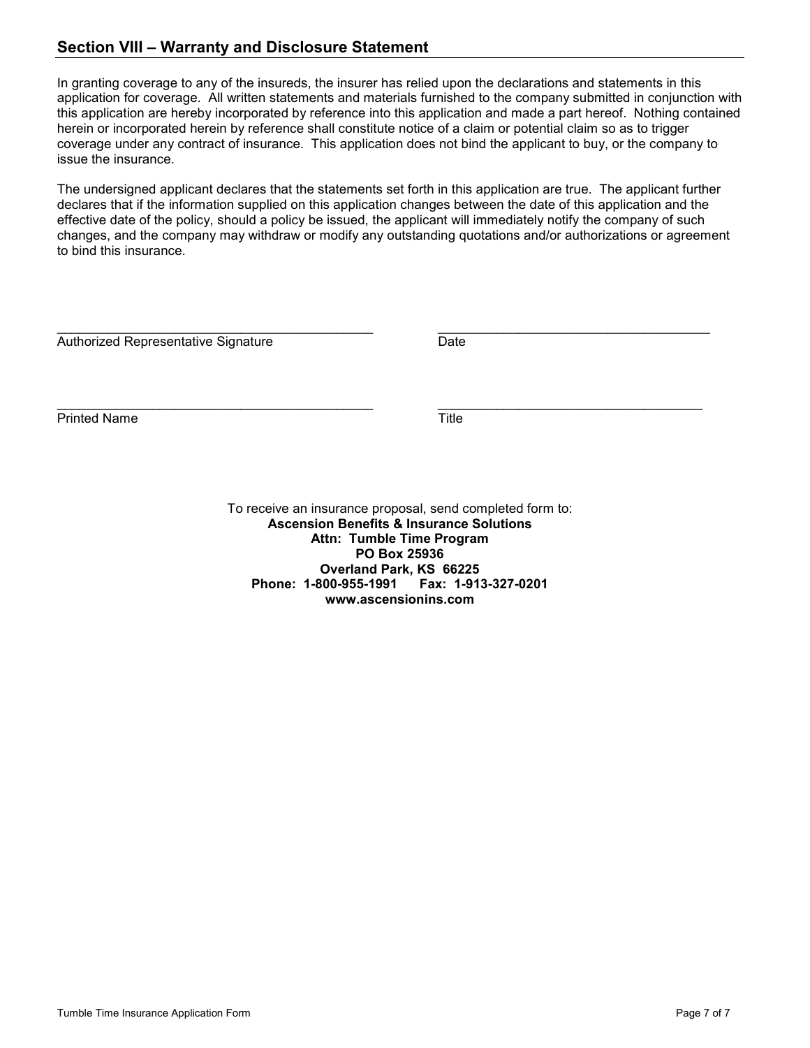## Section VIII – Warranty and Disclosure Statement

In granting coverage to any of the insureds, the insurer has relied upon the declarations and statements in this application for coverage. All written statements and materials furnished to the company submitted in conjunction with this application are hereby incorporated by reference into this application and made a part hereof. Nothing contained herein or incorporated herein by reference shall constitute notice of a claim or potential claim so as to trigger coverage under any contract of insurance. This application does not bind the applicant to buy, or the company to issue the insurance.

The undersigned applicant declares that the statements set forth in this application are true. The applicant further declares that if the information supplied on this application changes between the date of this application and the effective date of the policy, should a policy be issued, the applicant will immediately notify the company of such changes, and the company may withdraw or modify any outstanding quotations and/or authorizations or agreement to bind this insurance.

_____________________________________________ _____________________________________

Authorized Representative Signature Date

_____________________________________________ _____________________________________

Printed Name Title

To receive an insurance proposal, send completed form to:

**Ascension Benefits & Insurance Solutions**
**Attn: Tumble Time Program**
**PO Box 25936**
**Overland Park, KS 66225**
**Phone: 1-800-955-1991 Fax: 1-913-327-0201**
**www.ascensionins.com**